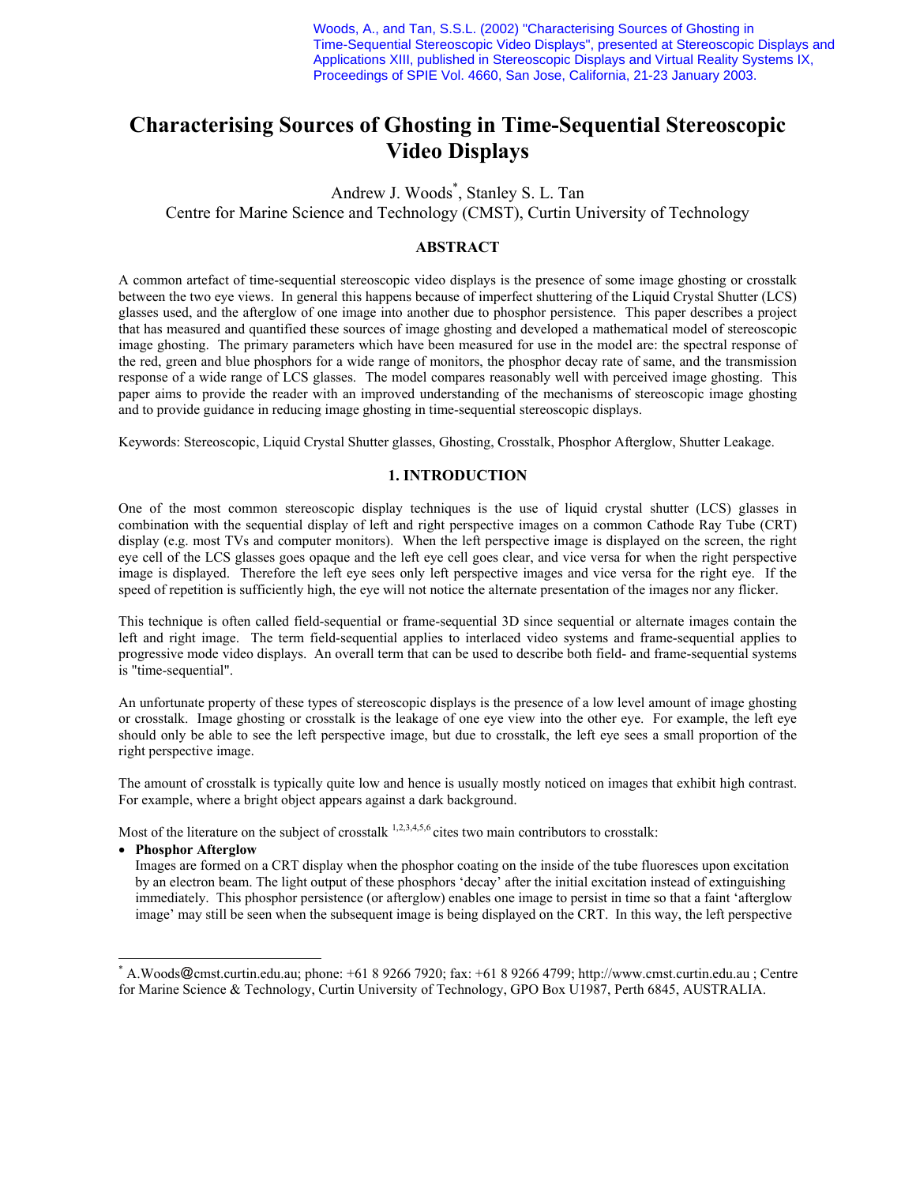Woods, A., and Tan, S.S.L. (2002) "Characterising Sources of Ghosting in Time-Sequential Stereoscopic Video Displays", presented at Stereoscopic Displays and Applications XIII, published in Stereoscopic Displays and Virtual Reality Systems IX, Proceedings of SPIE Vol. 4660, San Jose, California, 21-23 January 2003.

# Characterising Sources of Ghosting in Time-Sequential Stereoscopic Video Displays

Andrew J. Woods[*], Stanley S. L. Tan
Centre for Marine Science and Technology (CMST), Curtin University of Technology

## ABSTRACT

A common artefact of time-sequential stereoscopic video displays is the presence of some image ghosting or crosstalk between the two eye views. In general this happens because of imperfect shuttering of the Liquid Crystal Shutter (LCS) glasses used, and the afterglow of one image into another due to phosphor persistence. This paper describes a project that has measured and quantified these sources of image ghosting and developed a mathematical model of stereoscopic image ghosting. The primary parameters which have been measured for use in the model are: the spectral response of the red, green and blue phosphors for a wide range of monitors, the phosphor decay rate of same, and the transmission response of a wide range of LCS glasses. The model compares reasonably well with perceived image ghosting. This paper aims to provide the reader with an improved understanding of the mechanisms of stereoscopic image ghosting and to provide guidance in reducing image ghosting in time-sequential stereoscopic displays.

Keywords: Stereoscopic, Liquid Crystal Shutter glasses, Ghosting, Crosstalk, Phosphor Afterglow, Shutter Leakage.

## 1. INTRODUCTION

One of the most common stereoscopic display techniques is the use of liquid crystal shutter (LCS) glasses in combination with the sequential display of left and right perspective images on a common Cathode Ray Tube (CRT) display (e.g. most TVs and computer monitors). When the left perspective image is displayed on the screen, the right eye cell of the LCS glasses goes opaque and the left eye cell goes clear, and vice versa for when the right perspective image is displayed. Therefore the left eye sees only left perspective images and vice versa for the right eye. If the speed of repetition is sufficiently high, the eye will not notice the alternate presentation of the images nor any flicker.

This technique is often called field-sequential or frame-sequential 3D since sequential or alternate images contain the left and right image. The term field-sequential applies to interlaced video systems and frame-sequential applies to progressive mode video displays. An overall term that can be used to describe both field- and frame-sequential systems is "time-sequential".

An unfortunate property of these types of stereoscopic displays is the presence of a low level amount of image ghosting or crosstalk. Image ghosting or crosstalk is the leakage of one eye view into the other eye. For example, the left eye should only be able to see the left perspective image, but due to crosstalk, the left eye sees a small proportion of the right perspective image.

The amount of crosstalk is typically quite low and hence is usually mostly noticed on images that exhibit high contrast. For example, where a bright object appears against a dark background.

Most of the literature on the subject of crosstalk [1,2,3,4,5,6] cites two main contributors to crosstalk:

- **Phosphor Afterglow**
  Images are formed on a CRT display when the phosphor coating on the inside of the tube fluoresces upon excitation by an electron beam. The light output of these phosphors 'decay' after the initial excitation instead of extinguishing immediately. This phosphor persistence (or afterglow) enables one image to persist in time so that a faint 'afterglow image' may still be seen when the subsequent image is being displayed on the CRT. In this way, the left perspective

[*] A.Woods@cmst.curtin.edu.au; phone: +61 8 9266 7920; fax: +61 8 9266 4799; http://www.cmst.curtin.edu.au ; Centre for Marine Science & Technology, Curtin University of Technology, GPO Box U1987, Perth 6845, AUSTRALIA.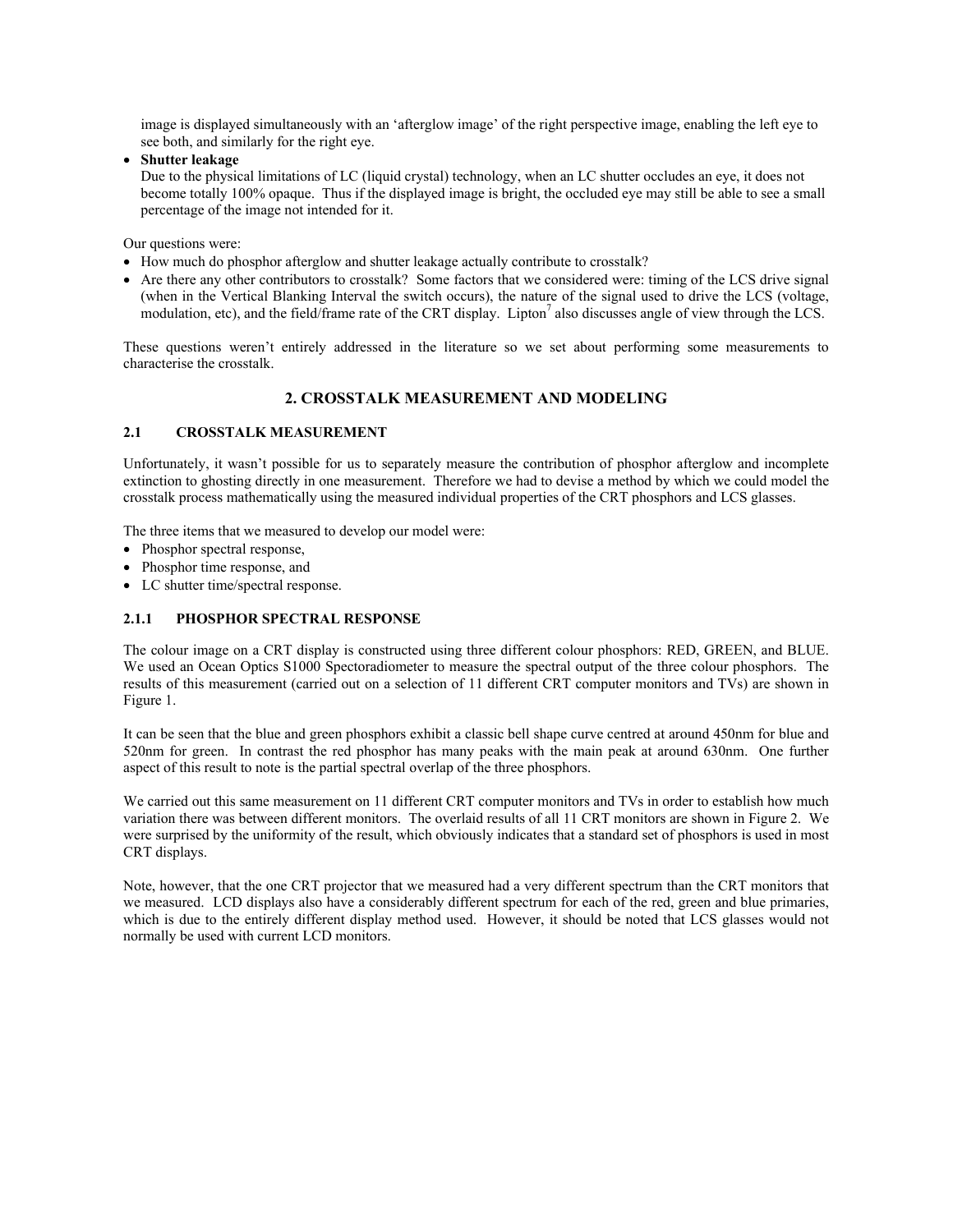image is displayed simultaneously with an 'afterglow image' of the right perspective image, enabling the left eye to see both, and similarly for the right eye.

- **Shutter leakage**
  Due to the physical limitations of LC (liquid crystal) technology, when an LC shutter occludes an eye, it does not become totally 100% opaque. Thus if the displayed image is bright, the occluded eye may still be able to see a small percentage of the image not intended for it.

Our questions were:

- How much do phosphor afterglow and shutter leakage actually contribute to crosstalk?
- Are there any other contributors to crosstalk? Some factors that we considered were: timing of the LCS drive signal (when in the Vertical Blanking Interval the switch occurs), the nature of the signal used to drive the LCS (voltage, modulation, etc), and the field/frame rate of the CRT display. Lipton[7] also discusses angle of view through the LCS.

These questions weren't entirely addressed in the literature so we set about performing some measurements to characterise the crosstalk.

## 2. CROSSTALK MEASUREMENT AND MODELING

### 2.1 CROSSTALK MEASUREMENT

Unfortunately, it wasn't possible for us to separately measure the contribution of phosphor afterglow and incomplete extinction to ghosting directly in one measurement. Therefore we had to devise a method by which we could model the crosstalk process mathematically using the measured individual properties of the CRT phosphors and LCS glasses.

The three items that we measured to develop our model were:

- Phosphor spectral response,
- Phosphor time response, and
- LC shutter time/spectral response.

#### 2.1.1 PHOSPHOR SPECTRAL RESPONSE

The colour image on a CRT display is constructed using three different colour phosphors: RED, GREEN, and BLUE. We used an Ocean Optics S1000 Spectoradiometer to measure the spectral output of the three colour phosphors. The results of this measurement (carried out on a selection of 11 different CRT computer monitors and TVs) are shown in Figure 1.

It can be seen that the blue and green phosphors exhibit a classic bell shape curve centred at around 450nm for blue and 520nm for green. In contrast the red phosphor has many peaks with the main peak at around 630nm. One further aspect of this result to note is the partial spectral overlap of the three phosphors.

We carried out this same measurement on 11 different CRT computer monitors and TVs in order to establish how much variation there was between different monitors. The overlaid results of all 11 CRT monitors are shown in Figure 2. We were surprised by the uniformity of the result, which obviously indicates that a standard set of phosphors is used in most CRT displays.

Note, however, that the one CRT projector that we measured had a very different spectrum than the CRT monitors that we measured. LCD displays also have a considerably different spectrum for each of the red, green and blue primaries, which is due to the entirely different display method used. However, it should be noted that LCS glasses would not normally be used with current LCD monitors.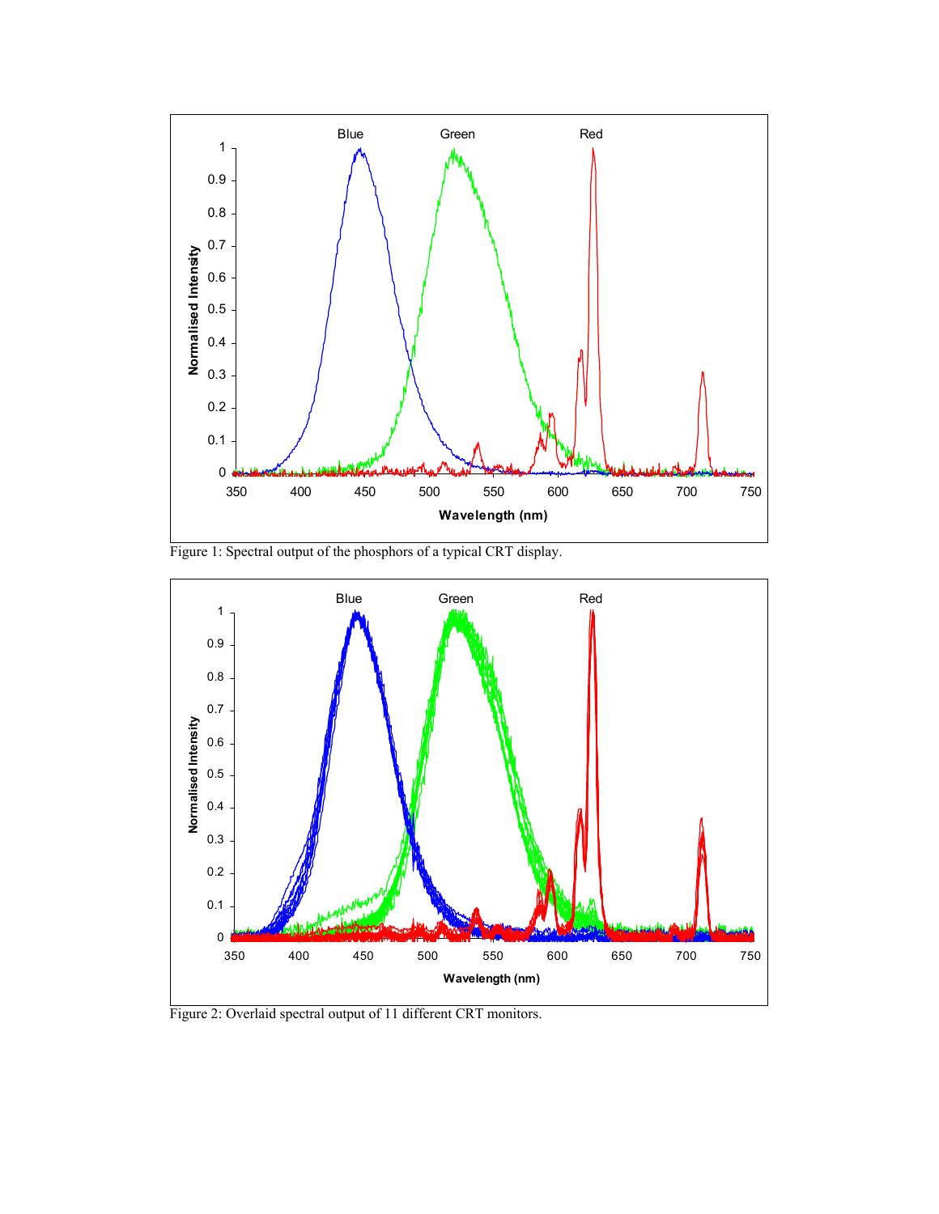Figure 1: Spectral output of the phosphors of a typical CRT display.

Figure 2: Overlaid spectral output of 11 different CRT monitors.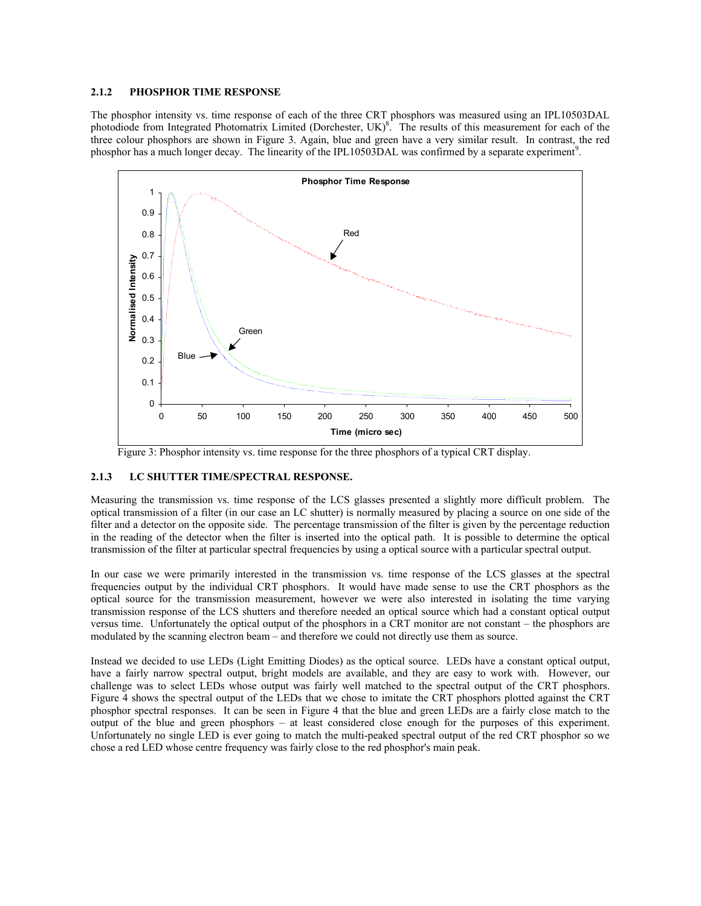### 2.1.2 PHOSPHOR TIME RESPONSE

The phosphor intensity vs. time response of each of the three CRT phosphors was measured using an IPL10503DAL photodiode from Integrated Photomatrix Limited (Dorchester, UK)[8]. The results of this measurement for each of the three colour phosphors are shown in Figure 3. Again, blue and green have a very similar result. In contrast, the red phosphor has a much longer decay. The linearity of the IPL10503DAL was confirmed by a separate experiment[9].

Figure 3: Phosphor intensity vs. time response for the three phosphors of a typical CRT display.

### 2.1.3 LC SHUTTER TIME/SPECTRAL RESPONSE.

Measuring the transmission vs. time response of the LCS glasses presented a slightly more difficult problem. The optical transmission of a filter (in our case an LC shutter) is normally measured by placing a source on one side of the filter and a detector on the opposite side. The percentage transmission of the filter is given by the percentage reduction in the reading of the detector when the filter is inserted into the optical path. It is possible to determine the optical transmission of the filter at particular spectral frequencies by using a optical source with a particular spectral output.

In our case we were primarily interested in the transmission vs. time response of the LCS glasses at the spectral frequencies output by the individual CRT phosphors. It would have made sense to use the CRT phosphors as the optical source for the transmission measurement, however we were also interested in isolating the time varying transmission response of the LCS shutters and therefore needed an optical source which had a constant optical output versus time. Unfortunately the optical output of the phosphors in a CRT monitor are not constant – the phosphors are modulated by the scanning electron beam – and therefore we could not directly use them as source.

Instead we decided to use LEDs (Light Emitting Diodes) as the optical source. LEDs have a constant optical output, have a fairly narrow spectral output, bright models are available, and they are easy to work with. However, our challenge was to select LEDs whose output was fairly well matched to the spectral output of the CRT phosphors. Figure 4 shows the spectral output of the LEDs that we chose to imitate the CRT phosphors plotted against the CRT phosphor spectral responses. It can be seen in Figure 4 that the blue and green LEDs are a fairly close match to the output of the blue and green phosphors – at least considered close enough for the purposes of this experiment. Unfortunately no single LED is ever going to match the multi-peaked spectral output of the red CRT phosphor so we chose a red LED whose centre frequency was fairly close to the red phosphor's main peak.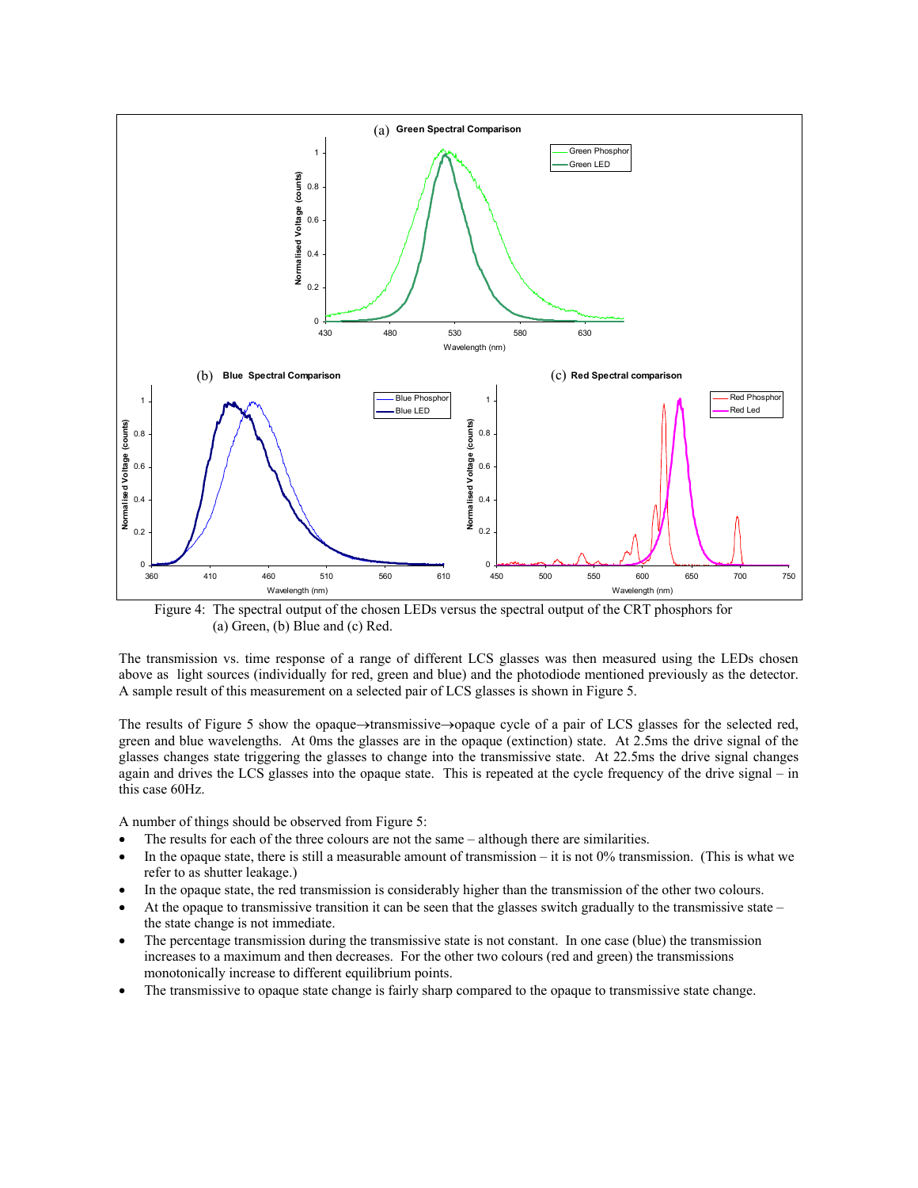Figure 4: The spectral output of the chosen LEDs versus the spectral output of the CRT phosphors for (a) Green, (b) Blue and (c) Red.

The transmission vs. time response of a range of different LCS glasses was then measured using the LEDs chosen above as light sources (individually for red, green and blue) and the photodiode mentioned previously as the detector. A sample result of this measurement on a selected pair of LCS glasses is shown in Figure 5.

The results of Figure 5 show the opaque→transmissive→opaque cycle of a pair of LCS glasses for the selected red, green and blue wavelengths. At 0ms the glasses are in the opaque (extinction) state. At 2.5ms the drive signal of the glasses changes state triggering the glasses to change into the transmissive state. At 22.5ms the drive signal changes again and drives the LCS glasses into the opaque state. This is repeated at the cycle frequency of the drive signal – in this case 60Hz.

A number of things should be observed from Figure 5:

- The results for each of the three colours are not the same – although there are similarities.
- In the opaque state, there is still a measurable amount of transmission – it is not 0% transmission. (This is what we refer to as shutter leakage.)
- In the opaque state, the red transmission is considerably higher than the transmission of the other two colours.
- At the opaque to transmissive transition it can be seen that the glasses switch gradually to the transmissive state – the state change is not immediate.
- The percentage transmission during the transmissive state is not constant. In one case (blue) the transmission increases to a maximum and then decreases. For the other two colours (red and green) the transmissions monotonically increase to different equilibrium points.
- The transmissive to opaque state change is fairly sharp compared to the opaque to transmissive state change.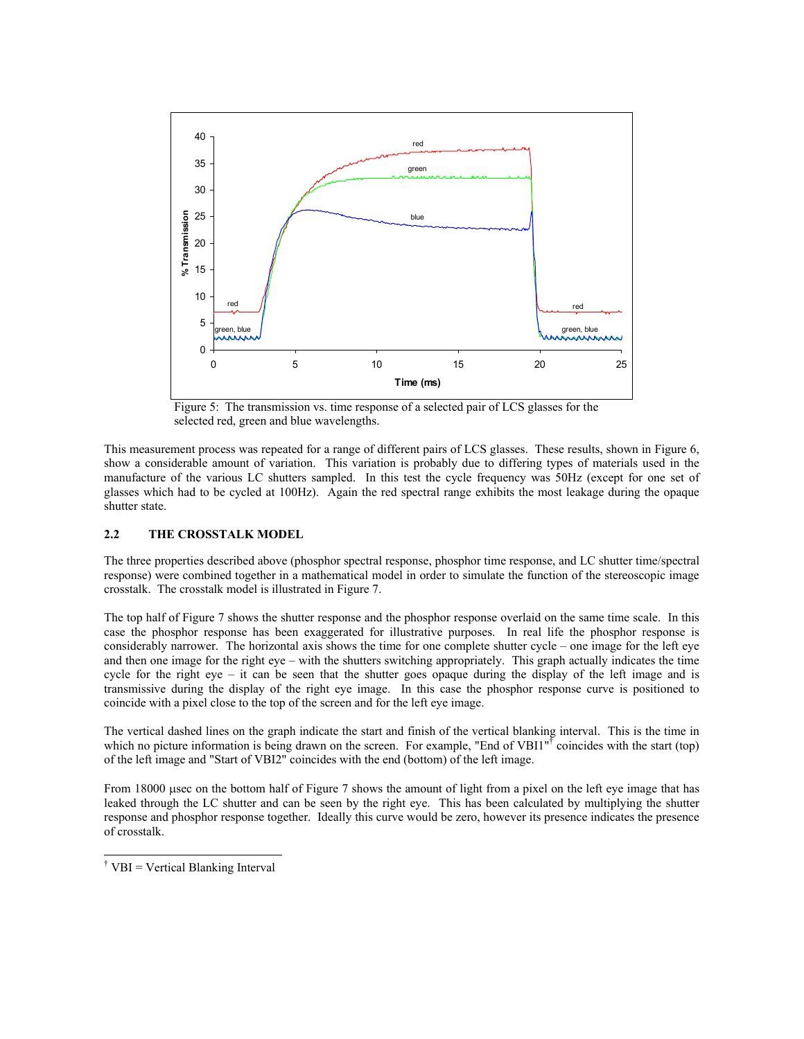Figure 5: The transmission vs. time response of a selected pair of LCS glasses for the selected red, green and blue wavelengths.

This measurement process was repeated for a range of different pairs of LCS glasses. These results, shown in Figure 6, show a considerable amount of variation. This variation is probably due to differing types of materials used in the manufacture of the various LC shutters sampled. In this test the cycle frequency was 50Hz (except for one set of glasses which had to be cycled at 100Hz). Again the red spectral range exhibits the most leakage during the opaque shutter state.

### 2.2 THE CROSSTALK MODEL

The three properties described above (phosphor spectral response, phosphor time response, and LC shutter time/spectral response) were combined together in a mathematical model in order to simulate the function of the stereoscopic image crosstalk. The crosstalk model is illustrated in Figure 7.

The top half of Figure 7 shows the shutter response and the phosphor response overlaid on the same time scale. In this case the phosphor response has been exaggerated for illustrative purposes. In real life the phosphor response is considerably narrower. The horizontal axis shows the time for one complete shutter cycle – one image for the left eye and then one image for the right eye – with the shutters switching appropriately. This graph actually indicates the time cycle for the right eye – it can be seen that the shutter goes opaque during the display of the left image and is transmissive during the display of the right eye image. In this case the phosphor response curve is positioned to coincide with a pixel close to the top of the screen and for the left eye image.

The vertical dashed lines on the graph indicate the start and finish of the vertical blanking interval. This is the time in which no picture information is being drawn on the screen. For example, "End of VBI1"[†] coincides with the start (top) of the left image and "Start of VBI2" coincides with the end (bottom) of the left image.

From 18000 μsec on the bottom half of Figure 7 shows the amount of light from a pixel on the left eye image that has leaked through the LC shutter and can be seen by the right eye. This has been calculated by multiplying the shutter response and phosphor response together. Ideally this curve would be zero, however its presence indicates the presence of crosstalk.

[†] VBI = Vertical Blanking Interval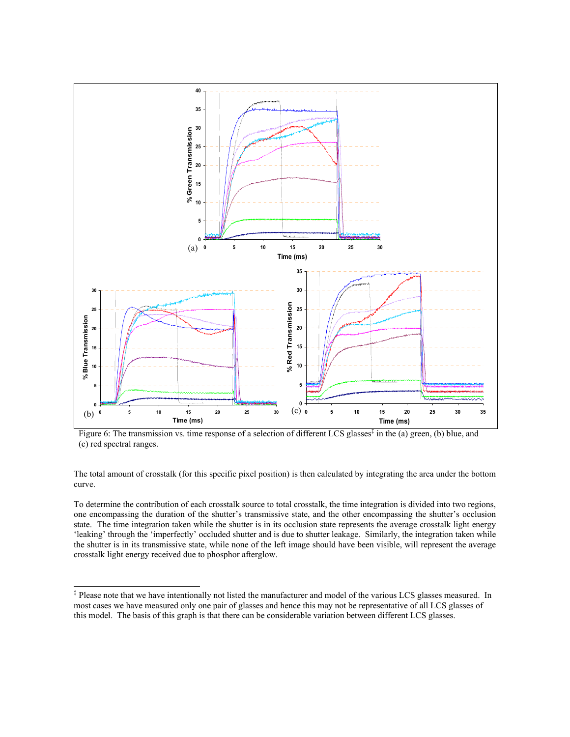Figure 6: The transmission vs. time response of a selection of different LCS glasses[‡] in the (a) green, (b) blue, and (c) red spectral ranges.

The total amount of crosstalk (for this specific pixel position) is then calculated by integrating the area under the bottom curve.

To determine the contribution of each crosstalk source to total crosstalk, the time integration is divided into two regions, one encompassing the duration of the shutter's transmissive state, and the other encompassing the shutter's occlusion state. The time integration taken while the shutter is in its occlusion state represents the average crosstalk light energy 'leaking' through the 'imperfectly' occluded shutter and is due to shutter leakage. Similarly, the integration taken while the shutter is in its transmissive state, while none of the left image should have been visible, will represent the average crosstalk light energy received due to phosphor afterglow.

---

[‡] Please note that we have intentionally not listed the manufacturer and model of the various LCS glasses measured. In most cases we have measured only one pair of glasses and hence this may not be representative of all LCS glasses of this model. The basis of this graph is that there can be considerable variation between different LCS glasses.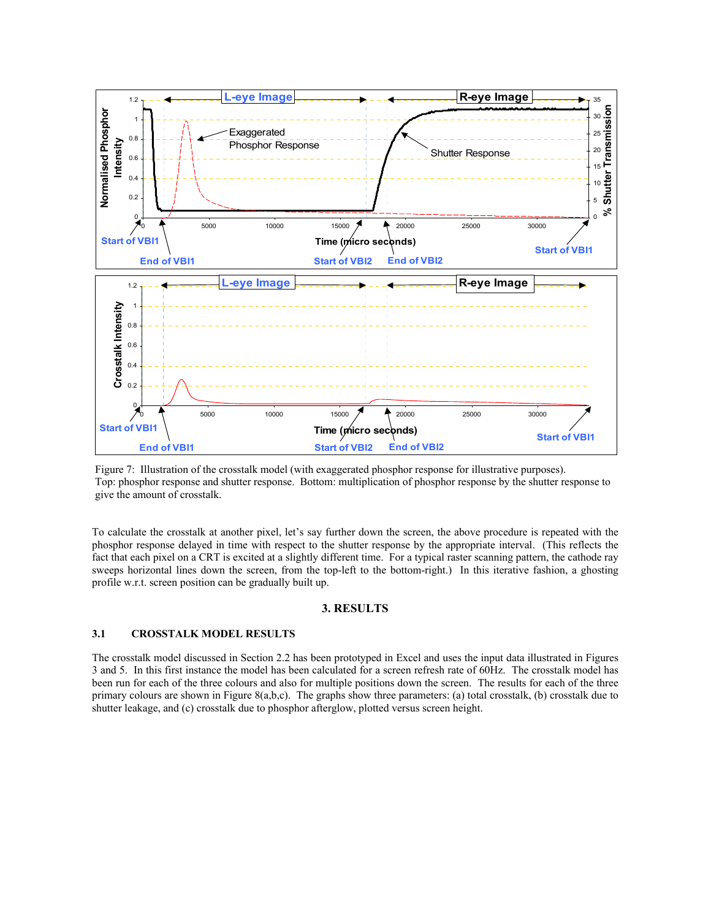Figure 7: Illustration of the crosstalk model (with exaggerated phosphor response for illustrative purposes). Top: phosphor response and shutter response. Bottom: multiplication of phosphor response by the shutter response to give the amount of crosstalk.

To calculate the crosstalk at another pixel, let's say further down the screen, the above procedure is repeated with the phosphor response delayed in time with respect to the shutter response by the appropriate interval. (This reflects the fact that each pixel on a CRT is excited at a slightly different time. For a typical raster scanning pattern, the cathode ray sweeps horizontal lines down the screen, from the top-left to the bottom-right.) In this iterative fashion, a ghosting profile w.r.t. screen position can be gradually built up.

## 3. RESULTS

### 3.1 CROSSTALK MODEL RESULTS

The crosstalk model discussed in Section 2.2 has been prototyped in Excel and uses the input data illustrated in Figures 3 and 5. In this first instance the model has been calculated for a screen refresh rate of 60Hz. The crosstalk model has been run for each of the three colours and also for multiple positions down the screen. The results for each of the three primary colours are shown in Figure 8(a,b,c). The graphs show three parameters: (a) total crosstalk, (b) crosstalk due to shutter leakage, and (c) crosstalk due to phosphor afterglow, plotted versus screen height.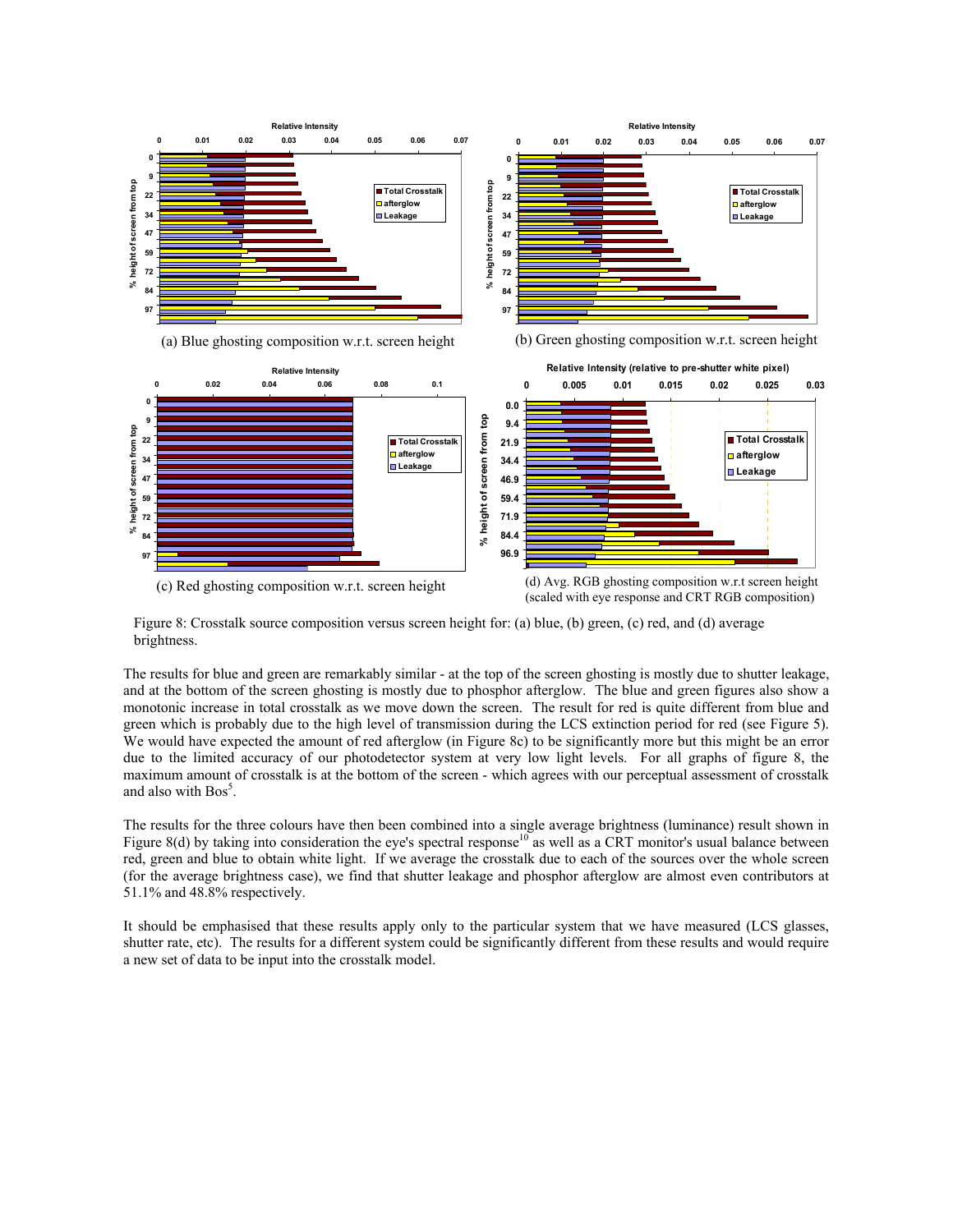(a) Blue ghosting composition w.r.t. screen height

(b) Green ghosting composition w.r.t. screen height

(c) Red ghosting composition w.r.t. screen height

(d) Avg. RGB ghosting composition w.r.t screen height (scaled with eye response and CRT RGB composition)

Figure 8: Crosstalk source composition versus screen height for: (a) blue, (b) green, (c) red, and (d) average brightness.

The results for blue and green are remarkably similar - at the top of the screen ghosting is mostly due to shutter leakage, and at the bottom of the screen ghosting is mostly due to phosphor afterglow. The blue and green figures also show a monotonic increase in total crosstalk as we move down the screen. The result for red is quite different from blue and green which is probably due to the high level of transmission during the LCS extinction period for red (see Figure 5). We would have expected the amount of red afterglow (in Figure 8c) to be significantly more but this might be an error due to the limited accuracy of our photodetector system at very low light levels. For all graphs of figure 8, the maximum amount of crosstalk is at the bottom of the screen - which agrees with our perceptual assessment of crosstalk and also with Bos[5].

The results for the three colours have then been combined into a single average brightness (luminance) result shown in Figure 8(d) by taking into consideration the eye's spectral response[10] as well as a CRT monitor's usual balance between red, green and blue to obtain white light. If we average the crosstalk due to each of the sources over the whole screen (for the average brightness case), we find that shutter leakage and phosphor afterglow are almost even contributors at 51.1% and 48.8% respectively.

It should be emphasised that these results apply only to the particular system that we have measured (LCS glasses, shutter rate, etc). The results for a different system could be significantly different from these results and would require a new set of data to be input into the crosstalk model.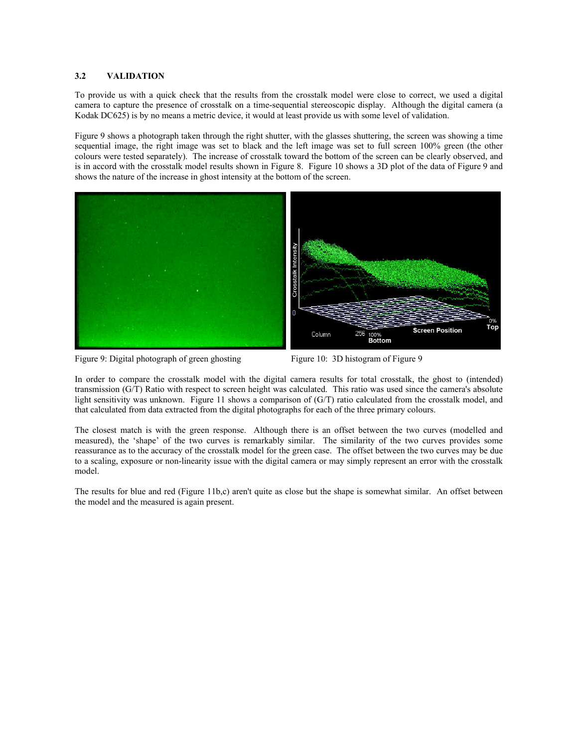### 3.2 VALIDATION

To provide us with a quick check that the results from the crosstalk model were close to correct, we used a digital camera to capture the presence of crosstalk on a time-sequential stereoscopic display. Although the digital camera (a Kodak DC625) is by no means a metric device, it would at least provide us with some level of validation.

Figure 9 shows a photograph taken through the right shutter, with the glasses shuttering, the screen was showing a time sequential image, the right image was set to black and the left image was set to full screen 100% green (the other colours were tested separately). The increase of crosstalk toward the bottom of the screen can be clearly observed, and is in accord with the crosstalk model results shown in Figure 8. Figure 10 shows a 3D plot of the data of Figure 9 and shows the nature of the increase in ghost intensity at the bottom of the screen.

Figure 9: Digital photograph of green ghosting

Figure 10: 3D histogram of Figure 9

In order to compare the crosstalk model with the digital camera results for total crosstalk, the ghost to (intended) transmission (G/T) Ratio with respect to screen height was calculated. This ratio was used since the camera's absolute light sensitivity was unknown. Figure 11 shows a comparison of (G/T) ratio calculated from the crosstalk model, and that calculated from data extracted from the digital photographs for each of the three primary colours.

The closest match is with the green response. Although there is an offset between the two curves (modelled and measured), the 'shape' of the two curves is remarkably similar. The similarity of the two curves provides some reassurance as to the accuracy of the crosstalk model for the green case. The offset between the two curves may be due to a scaling, exposure or non-linearity issue with the digital camera or may simply represent an error with the crosstalk model.

The results for blue and red (Figure 11b,c) aren't quite as close but the shape is somewhat similar. An offset between the model and the measured is again present.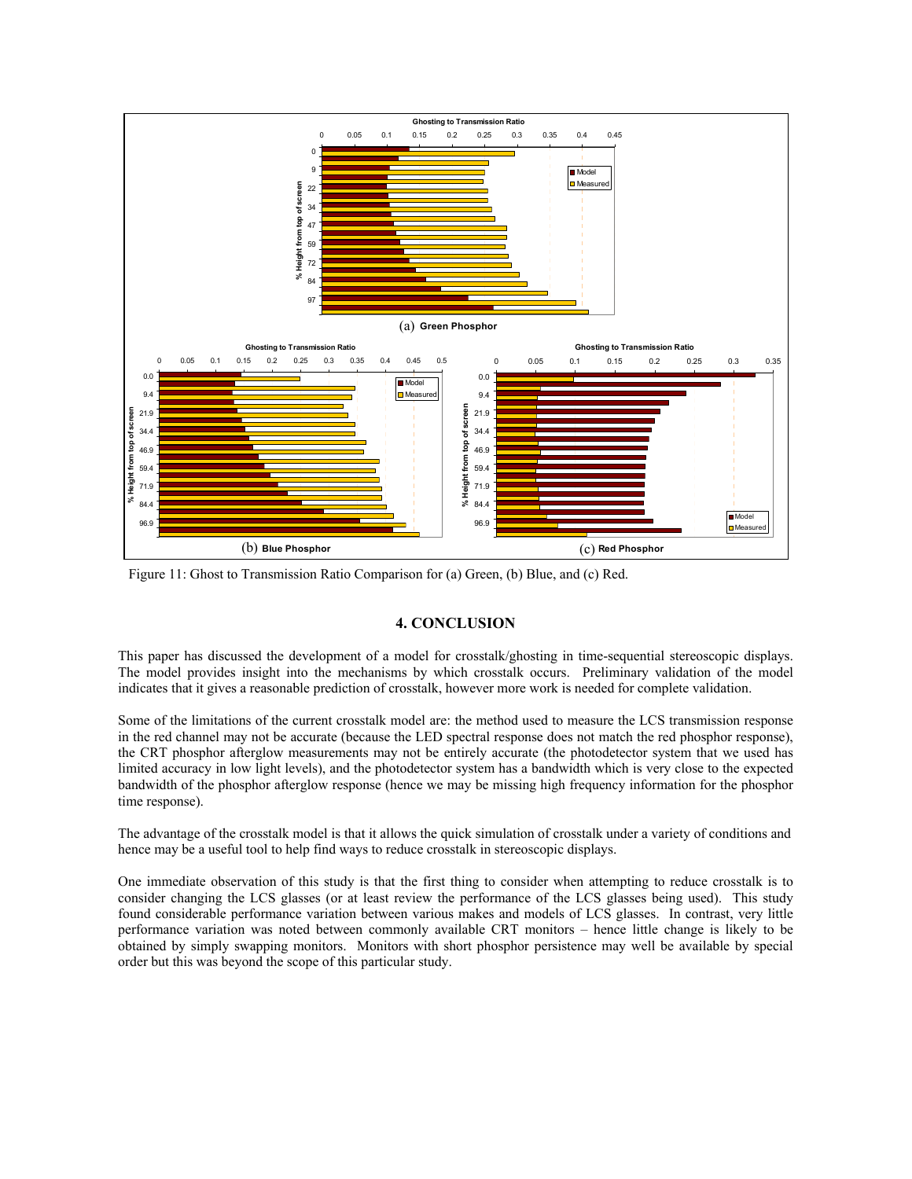Figure 11: Ghost to Transmission Ratio Comparison for (a) Green, (b) Blue, and (c) Red.

## 4. CONCLUSION

This paper has discussed the development of a model for crosstalk/ghosting in time-sequential stereoscopic displays. The model provides insight into the mechanisms by which crosstalk occurs. Preliminary validation of the model indicates that it gives a reasonable prediction of crosstalk, however more work is needed for complete validation.

Some of the limitations of the current crosstalk model are: the method used to measure the LCS transmission response in the red channel may not be accurate (because the LED spectral response does not match the red phosphor response), the CRT phosphor afterglow measurements may not be entirely accurate (the photodetector system that we used has limited accuracy in low light levels), and the photodetector system has a bandwidth which is very close to the expected bandwidth of the phosphor afterglow response (hence we may be missing high frequency information for the phosphor time response).

The advantage of the crosstalk model is that it allows the quick simulation of crosstalk under a variety of conditions and hence may be a useful tool to help find ways to reduce crosstalk in stereoscopic displays.

One immediate observation of this study is that the first thing to consider when attempting to reduce crosstalk is to consider changing the LCS glasses (or at least review the performance of the LCS glasses being used). This study found considerable performance variation between various makes and models of LCS glasses. In contrast, very little performance variation was noted between commonly available CRT monitors – hence little change is likely to be obtained by simply swapping monitors. Monitors with short phosphor persistence may well be available by special order but this was beyond the scope of this particular study.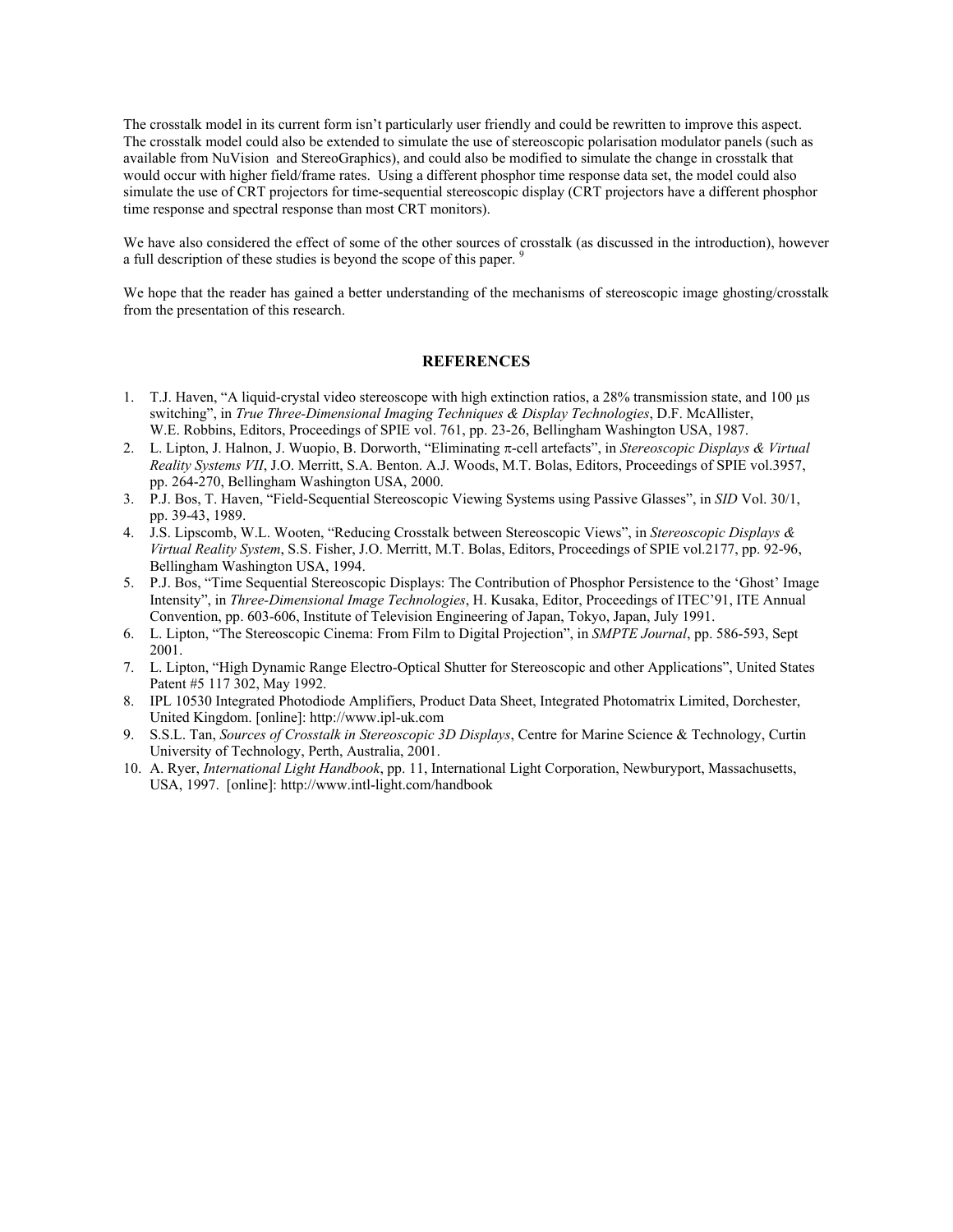The crosstalk model in its current form isn't particularly user friendly and could be rewritten to improve this aspect. The crosstalk model could also be extended to simulate the use of stereoscopic polarisation modulator panels (such as available from NuVision and StereoGraphics), and could also be modified to simulate the change in crosstalk that would occur with higher field/frame rates. Using a different phosphor time response data set, the model could also simulate the use of CRT projectors for time-sequential stereoscopic display (CRT projectors have a different phosphor time response and spectral response than most CRT monitors).

We have also considered the effect of some of the other sources of crosstalk (as discussed in the introduction), however a full description of these studies is beyond the scope of this paper. [9]

We hope that the reader has gained a better understanding of the mechanisms of stereoscopic image ghosting/crosstalk from the presentation of this research.

## REFERENCES

1. T.J. Haven, "A liquid-crystal video stereoscope with high extinction ratios, a 28% transmission state, and 100 μs switching", in *True Three-Dimensional Imaging Techniques & Display Technologies*, D.F. McAllister, W.E. Robbins, Editors, Proceedings of SPIE vol. 761, pp. 23-26, Bellingham Washington USA, 1987.
2. L. Lipton, J. Halnon, J. Wuopio, B. Dorworth, "Eliminating π-cell artefacts", in *Stereoscopic Displays & Virtual Reality Systems VII*, J.O. Merritt, S.A. Benton. A.J. Woods, M.T. Bolas, Editors, Proceedings of SPIE vol.3957, pp. 264-270, Bellingham Washington USA, 2000.
3. P.J. Bos, T. Haven, "Field-Sequential Stereoscopic Viewing Systems using Passive Glasses", in *SID* Vol. 30/1, pp. 39-43, 1989.
4. J.S. Lipscomb, W.L. Wooten, "Reducing Crosstalk between Stereoscopic Views", in *Stereoscopic Displays & Virtual Reality System*, S.S. Fisher, J.O. Merritt, M.T. Bolas, Editors, Proceedings of SPIE vol.2177, pp. 92-96, Bellingham Washington USA, 1994.
5. P.J. Bos, "Time Sequential Stereoscopic Displays: The Contribution of Phosphor Persistence to the 'Ghost' Image Intensity", in *Three-Dimensional Image Technologies*, H. Kusaka, Editor, Proceedings of ITEC'91, ITE Annual Convention, pp. 603-606, Institute of Television Engineering of Japan, Tokyo, Japan, July 1991.
6. L. Lipton, "The Stereoscopic Cinema: From Film to Digital Projection", in *SMPTE Journal*, pp. 586-593, Sept 2001.
7. L. Lipton, "High Dynamic Range Electro-Optical Shutter for Stereoscopic and other Applications", United States Patent #5 117 302, May 1992.
8. IPL 10530 Integrated Photodiode Amplifiers, Product Data Sheet, Integrated Photomatrix Limited, Dorchester, United Kingdom. [online]: http://www.ipl-uk.com
9. S.S.L. Tan, *Sources of Crosstalk in Stereoscopic 3D Displays*, Centre for Marine Science & Technology, Curtin University of Technology, Perth, Australia, 2001.
10. A. Ryer, *International Light Handbook*, pp. 11, International Light Corporation, Newburyport, Massachusetts, USA, 1997. [online]: http://www.intl-light.com/handbook